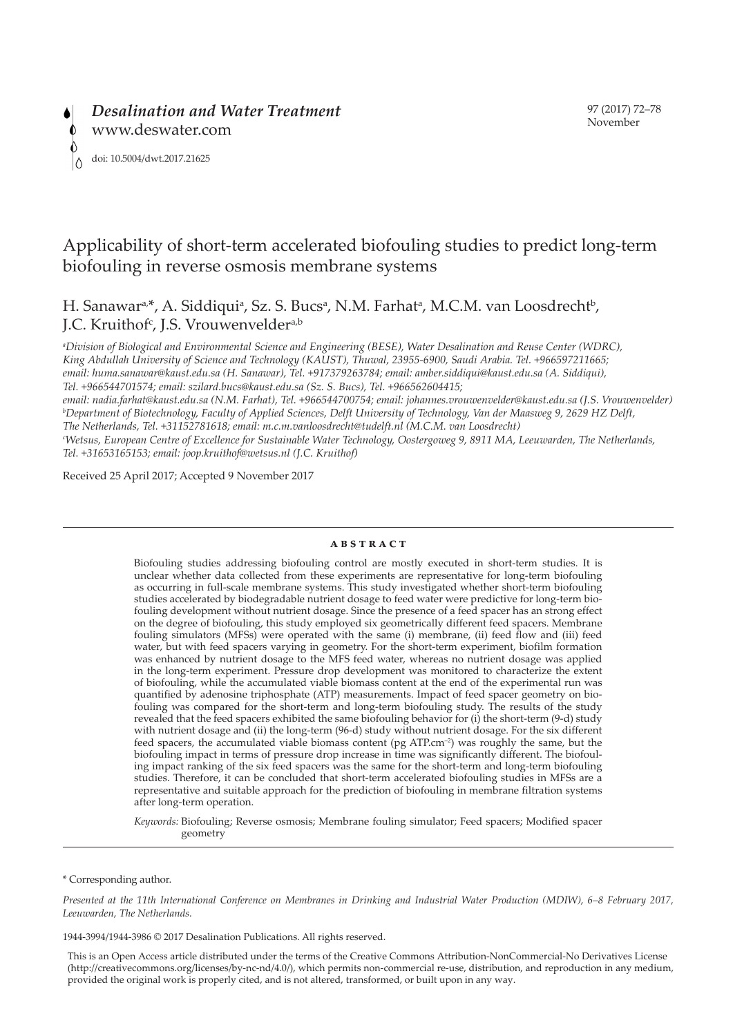*Desalination and Water Treatment*
www.deswater.com

doi: 10.5004/dwt.2017.21625

# Applicability of short-term accelerated biofouling studies to predict long-term biofouling in reverse osmosis membrane systems

H. Sanawar[a,*], A. Siddiqui[a], Sz. S. Bucs[a], N.M. Farhat[a], M.C.M. van Loosdrecht[b], J.C. Kruithof[c], J.S. Vrouwenvelder[a,b]

[a]*Division of Biological and Environmental Science and Engineering (BESE), Water Desalination and Reuse Center (WDRC), King Abdullah University of Science and Technology (KAUST), Thuwal, 23955-6900, Saudi Arabia. Tel. +966597211665; email: huma.sanawar@kaust.edu.sa (H. Sanawar), Tel. +917379263784; email: amber.siddiqui@kaust.edu.sa (A. Siddiqui), Tel. +966544701574; email: szilard.bucs@kaust.edu.sa (Sz. S. Bucs), Tel. +966562604415; email: nadia.farhat@kaust.edu.sa (N.M. Farhat), Tel. +966544700754; email: johannes.vrouwenvelder@kaust.edu.sa (J.S. Vrouwenvelder)*
[b]*Department of Biotechnology, Faculty of Applied Sciences, Delft University of Technology, Van der Maasweg 9, 2629 HZ Delft, The Netherlands, Tel. +31152781618; email: m.c.m.vanloosdrecht@tudelft.nl (M.C.M. van Loosdrecht)*
[c]*Wetsus, European Centre of Excellence for Sustainable Water Technology, Oostergoweg 9, 8911 MA, Leeuwarden, The Netherlands, Tel. +31653165153; email: joop.kruithof@wetsus.nl (J.C. Kruithof)*

Received 25 April 2017; Accepted 9 November 2017

## ABSTRACT

Biofouling studies addressing biofouling control are mostly executed in short-term studies. It is unclear whether data collected from these experiments are representative for long-term biofouling as occurring in full-scale membrane systems. This study investigated whether short-term biofouling studies accelerated by biodegradable nutrient dosage to feed water were predictive for long-term biofouling development without nutrient dosage. Since the presence of a feed spacer has an strong effect on the degree of biofouling, this study employed six geometrically different feed spacers. Membrane fouling simulators (MFSs) were operated with the same (i) membrane, (ii) feed flow and (iii) feed water, but with feed spacers varying in geometry. For the short-term experiment, biofilm formation was enhanced by nutrient dosage to the MFS feed water, whereas no nutrient dosage was applied in the long-term experiment. Pressure drop development was monitored to characterize the extent of biofouling, while the accumulated viable biomass content at the end of the experimental run was quantified by adenosine triphosphate (ATP) measurements. Impact of feed spacer geometry on biofouling was compared for the short-term and long-term biofouling study. The results of the study revealed that the feed spacers exhibited the same biofouling behavior for (i) the short-term (9-d) study with nutrient dosage and (ii) the long-term (96-d) study without nutrient dosage. For the six different feed spacers, the accumulated viable biomass content (pg ATP.cm$^{-2}$) was roughly the same, but the biofouling impact in terms of pressure drop increase in time was significantly different. The biofouling impact ranking of the six feed spacers was the same for the short-term and long-term biofouling studies. Therefore, it can be concluded that short-term accelerated biofouling studies in MFSs are a representative and suitable approach for the prediction of biofouling in membrane filtration systems after long-term operation.

*Keywords:* Biofouling; Reverse osmosis; Membrane fouling simulator; Feed spacers; Modified spacer geometry

\* Corresponding author.

*Presented at the 11th International Conference on Membranes in Drinking and Industrial Water Production (MDIW), 6–8 February 2017, Leeuwarden, The Netherlands.*

1944-3994/1944-3986 © 2017 Desalination Publications. All rights reserved.

This is an Open Access article distributed under the terms of the Creative Commons Attribution-NonCommercial-No Derivatives License (http://creativecommons.org/licenses/by-nc-nd/4.0/), which permits non-commercial re-use, distribution, and reproduction in any medium, provided the original work is properly cited, and is not altered, transformed, or built upon in any way.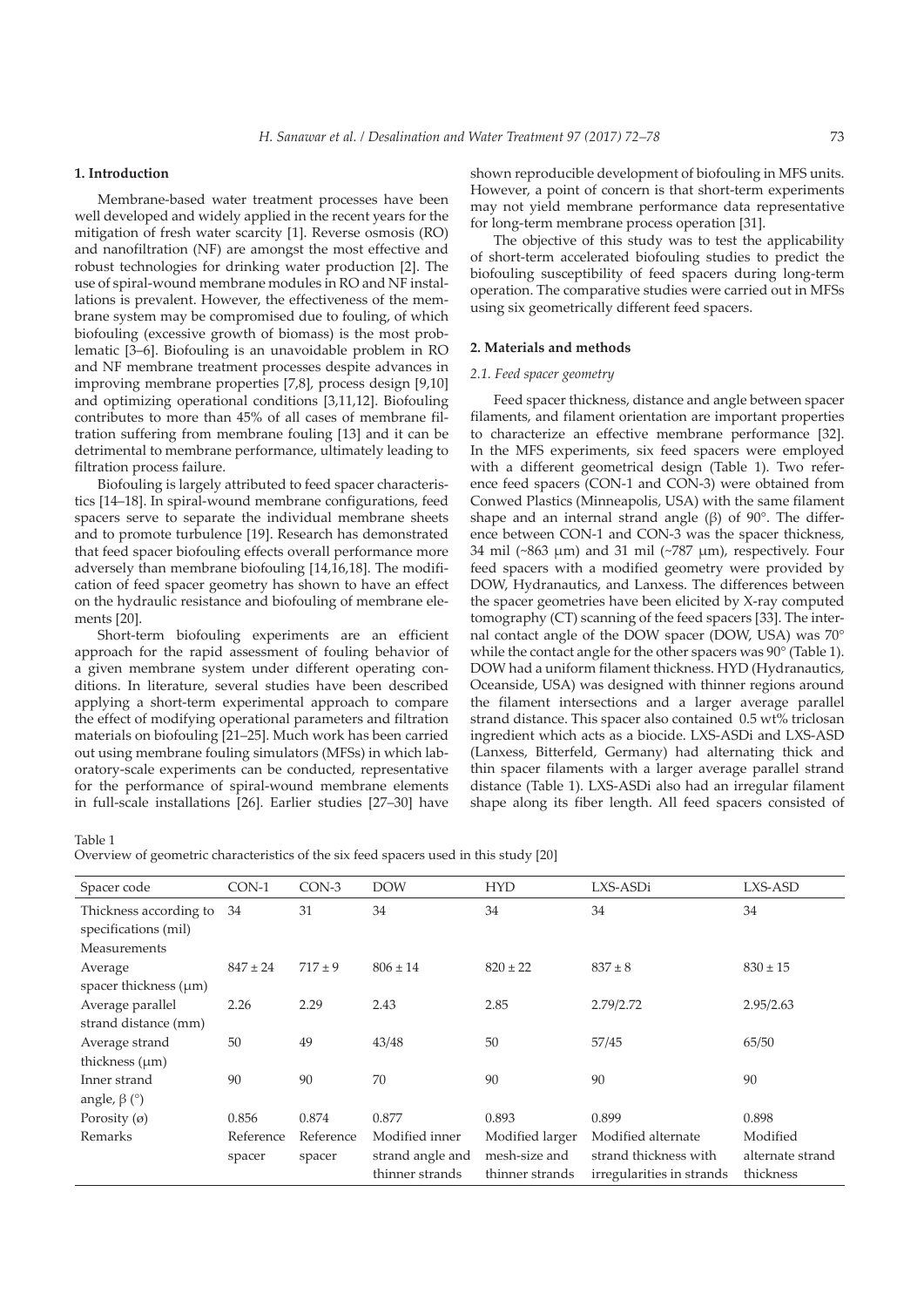## 1. Introduction

Membrane-based water treatment processes have been well developed and widely applied in the recent years for the mitigation of fresh water scarcity [1]. Reverse osmosis (RO) and nanofiltration (NF) are amongst the most effective and robust technologies for drinking water production [2]. The use of spiral-wound membrane modules in RO and NF installations is prevalent. However, the effectiveness of the membrane system may be compromised due to fouling, of which biofouling (excessive growth of biomass) is the most problematic [3–6]. Biofouling is an unavoidable problem in RO and NF membrane treatment processes despite advances in improving membrane properties [7,8], process design [9,10] and optimizing operational conditions [3,11,12]. Biofouling contributes to more than 45% of all cases of membrane filtration suffering from membrane fouling [13] and it can be detrimental to membrane performance, ultimately leading to filtration process failure.

Biofouling is largely attributed to feed spacer characteristics [14–18]. In spiral-wound membrane configurations, feed spacers serve to separate the individual membrane sheets and to promote turbulence [19]. Research has demonstrated that feed spacer biofouling effects overall performance more adversely than membrane biofouling [14,16,18]. The modification of feed spacer geometry has shown to have an effect on the hydraulic resistance and biofouling of membrane elements [20].

Short-term biofouling experiments are an efficient approach for the rapid assessment of fouling behavior of a given membrane system under different operating conditions. In literature, several studies have been described applying a short-term experimental approach to compare the effect of modifying operational parameters and filtration materials on biofouling [21–25]. Much work has been carried out using membrane fouling simulators (MFSs) in which laboratory-scale experiments can be conducted, representative for the performance of spiral-wound membrane elements in full-scale installations [26]. Earlier studies [27–30] have shown reproducible development of biofouling in MFS units. However, a point of concern is that short-term experiments may not yield membrane performance data representative for long-term membrane process operation [31].

The objective of this study was to test the applicability of short-term accelerated biofouling studies to predict the biofouling susceptibility of feed spacers during long-term operation. The comparative studies were carried out in MFSs using six geometrically different feed spacers.

## 2. Materials and methods

### 2.1. Feed spacer geometry

Feed spacer thickness, distance and angle between spacer filaments, and filament orientation are important properties to characterize an effective membrane performance [32]. In the MFS experiments, six feed spacers were employed with a different geometrical design (Table 1). Two reference feed spacers (CON-1 and CON-3) were obtained from Conwed Plastics (Minneapolis, USA) with the same filament shape and an internal strand angle (β) of 90°. The difference between CON-1 and CON-3 was the spacer thickness, 34 mil (~863 μm) and 31 mil (~787 μm), respectively. Four feed spacers with a modified geometry were provided by DOW, Hydranautics, and Lanxess. The differences between the spacer geometries have been elicited by X-ray computed tomography (CT) scanning of the feed spacers [33]. The internal contact angle of the DOW spacer (DOW, USA) was 70° while the contact angle for the other spacers was 90° (Table 1). DOW had a uniform filament thickness. HYD (Hydranautics, Oceanside, USA) was designed with thinner regions around the filament intersections and a larger average parallel strand distance. This spacer also contained 0.5 wt% triclosan ingredient which acts as a biocide. LXS-ASDi and LXS-ASD (Lanxess, Bitterfeld, Germany) had alternating thick and thin spacer filaments with a larger average parallel strand distance (Table 1). LXS-ASDi also had an irregular filament shape along its fiber length. All feed spacers consisted of

Table 1
Overview of geometric characteristics of the six feed spacers used in this study [20]

| Spacer code | CON-1 | CON-3 | DOW | HYD | LXS-ASDi | LXS-ASD |
|---|---|---|---|---|---|---|
| Thickness according to specifications (mil) | 34 | 31 | 34 | 34 | 34 | 34 |
| Measurements | | | | | | |
| Average spacer thickness (μm) | 847 ± 24 | 717 ± 9 | 806 ± 14 | 820 ± 22 | 837 ± 8 | 830 ± 15 |
| Average parallel strand distance (mm) | 2.26 | 2.29 | 2.43 | 2.85 | 2.79/2.72 | 2.95/2.63 |
| Average strand thickness (μm) | 50 | 49 | 43/48 | 50 | 57/45 | 65/50 |
| Inner strand angle, β (°) | 90 | 90 | 70 | 90 | 90 | 90 |
| Porosity (ø) | 0.856 | 0.874 | 0.877 | 0.893 | 0.899 | 0.898 |
| Remarks | Reference spacer | Reference spacer | Modified inner strand angle and thinner strands | Modified larger mesh-size and thinner strands | Modified alternate strand thickness with irregularities in strands | Modified alternate strand thickness |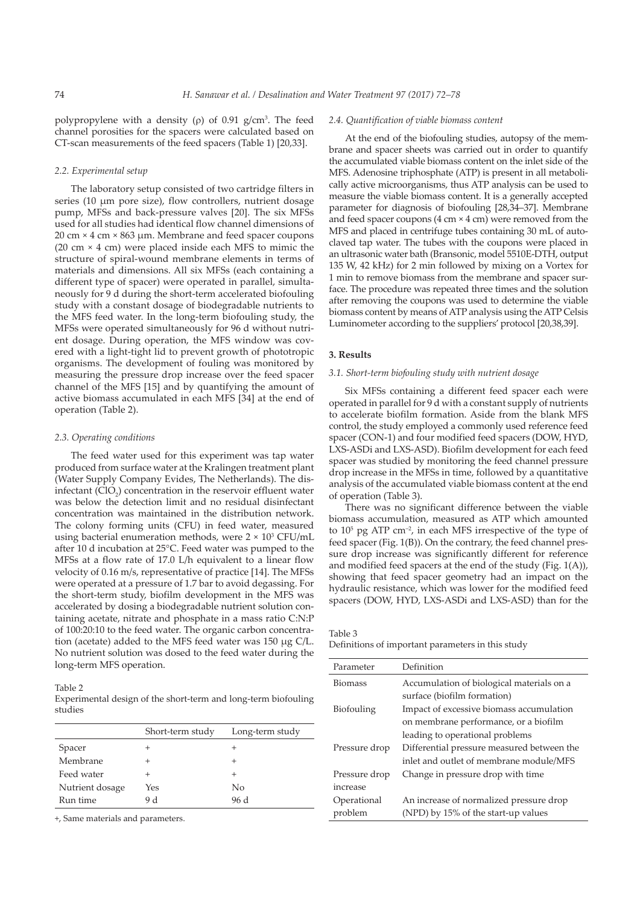polypropylene with a density (ρ) of 0.91 g/cm$^3$. The feed channel porosities for the spacers were calculated based on CT-scan measurements of the feed spacers (Table 1) [20,33].

### 2.2. Experimental setup

The laboratory setup consisted of two cartridge filters in series (10 µm pore size), flow controllers, nutrient dosage pump, MFSs and back-pressure valves [20]. The six MFSs used for all studies had identical flow channel dimensions of 20 cm × 4 cm × 863 µm. Membrane and feed spacer coupons (20 cm × 4 cm) were placed inside each MFS to mimic the structure of spiral-wound membrane elements in terms of materials and dimensions. All six MFSs (each containing a different type of spacer) were operated in parallel, simultaneously for 9 d during the short-term accelerated biofouling study with a constant dosage of biodegradable nutrients to the MFS feed water. In the long-term biofouling study, the MFSs were operated simultaneously for 96 d without nutrient dosage. During operation, the MFS window was covered with a light-tight lid to prevent growth of phototropic organisms. The development of fouling was monitored by measuring the pressure drop increase over the feed spacer channel of the MFS [15] and by quantifying the amount of active biomass accumulated in each MFS [34] at the end of operation (Table 2).

### 2.3. Operating conditions

The feed water used for this experiment was tap water produced from surface water at the Kralingen treatment plant (Water Supply Company Evides, The Netherlands). The disinfectant ($ClO_2$) concentration in the reservoir effluent water was below the detection limit and no residual disinfectant concentration was maintained in the distribution network. The colony forming units (CFU) in feed water, measured using bacterial enumeration methods, were $2 \times 10^3$ CFU/mL after 10 d incubation at 25°C. Feed water was pumped to the MFSs at a flow rate of 17.0 L/h equivalent to a linear flow velocity of 0.16 m/s, representative of practice [14]. The MFSs were operated at a pressure of 1.7 bar to avoid degassing. For the short-term study, biofilm development in the MFS was accelerated by dosing a biodegradable nutrient solution containing acetate, nitrate and phosphate in a mass ratio C:N:P of 100:20:10 to the feed water. The organic carbon concentration (acetate) added to the MFS feed water was 150 µg C/L. No nutrient solution was dosed to the feed water during the long-term MFS operation.

Table 2
Experimental design of the short-term and long-term biofouling studies

| | Short-term study | Long-term study |
|---|---|---|
| Spacer | + | + |
| Membrane | + | + |
| Feed water | + | + |
| Nutrient dosage | Yes | No |
| Run time | 9 d | 96 d |

+, Same materials and parameters.

### 2.4. Quantification of viable biomass content

At the end of the biofouling studies, autopsy of the membrane and spacer sheets was carried out in order to quantify the accumulated viable biomass content on the inlet side of the MFS. Adenosine triphosphate (ATP) is present in all metabolically active microorganisms, thus ATP analysis can be used to measure the viable biomass content. It is a generally accepted parameter for diagnosis of biofouling [28,34–37]. Membrane and feed spacer coupons (4 cm × 4 cm) were removed from the MFS and placed in centrifuge tubes containing 30 mL of autoclaved tap water. The tubes with the coupons were placed in an ultrasonic water bath (Bransonic, model 5510E-DTH, output 135 W, 42 kHz) for 2 min followed by mixing on a Vortex for 1 min to remove biomass from the membrane and spacer surface. The procedure was repeated three times and the solution after removing the coupons was used to determine the viable biomass content by means of ATP analysis using the ATP Celsis Luminometer according to the suppliers' protocol [20,38,39].

## 3. Results

### 3.1. Short-term biofouling study with nutrient dosage

Six MFSs containing a different feed spacer each were operated in parallel for 9 d with a constant supply of nutrients to accelerate biofilm formation. Aside from the blank MFS control, the study employed a commonly used reference feed spacer (CON-1) and four modified feed spacers (DOW, HYD, LXS-ASDi and LXS-ASD). Biofilm development for each feed spacer was studied by monitoring the feed channel pressure drop increase in the MFSs in time, followed by a quantitative analysis of the accumulated viable biomass content at the end of operation (Table 3).

There was no significant difference between the viable biomass accumulation, measured as ATP which amounted to $10^5$ pg ATP cm$^{-2}$, in each MFS irrespective of the type of feed spacer (Fig. 1(B)). On the contrary, the feed channel pressure drop increase was significantly different for reference and modified feed spacers at the end of the study (Fig. 1(A)), showing that feed spacer geometry had an impact on the hydraulic resistance, which was lower for the modified feed spacers (DOW, HYD, LXS-ASDi and LXS-ASD) than for the

Table 3
Definitions of important parameters in this study

| Parameter | Definition |
|---|---|
| Biomass | Accumulation of biological materials on a surface (biofilm formation) |
| Biofouling | Impact of excessive biomass accumulation on membrane performance, or a biofilm leading to operational problems |
| Pressure drop | Differential pressure measured between the inlet and outlet of membrane module/MFS |
| Pressure drop increase | Change in pressure drop with time |
| Operational problem | An increase of normalized pressure drop (NPD) by 15% of the start-up values |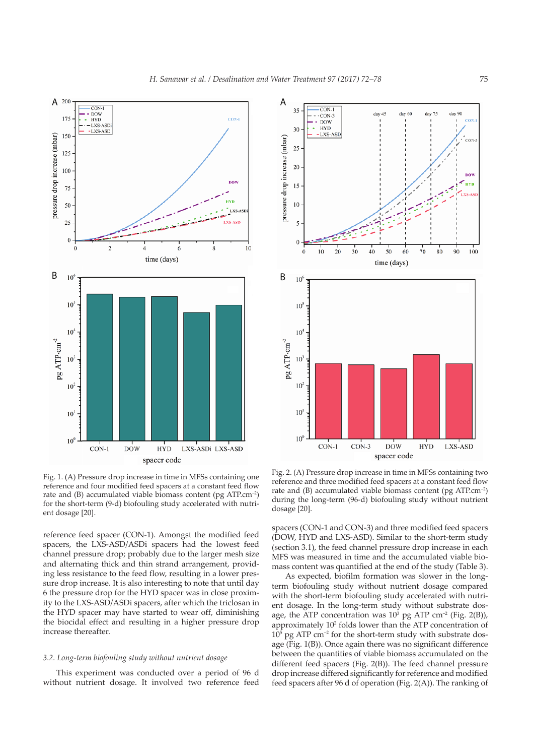Fig. 1. (A) Pressure drop increase in time in MFSs containing one reference and four modified feed spacers at a constant feed flow rate and (B) accumulated viable biomass content (pg $ATP.cm^{-2}$) for the short-term (9-d) biofouling study accelerated with nutrient dosage [20].

reference feed spacer (CON-1). Amongst the modified feed spacers, the LXS-ASD/ASDi spacers had the lowest feed channel pressure drop; probably due to the larger mesh size and alternating thick and thin strand arrangement, providing less resistance to the feed flow, resulting in a lower pressure drop increase. It is also interesting to note that until day 6 the pressure drop for the HYD spacer was in close proximity to the LXS-ASD/ASDi spacers, after which the triclosan in the HYD spacer may have started to wear off, diminishing the biocidal effect and resulting in a higher pressure drop increase thereafter.

### *3.2. Long-term biofouling study without nutrient dosage*

This experiment was conducted over a period of 96 d without nutrient dosage. It involved two reference feed

Fig. 2. (A) Pressure drop increase in time in MFSs containing two reference and three modified feed spacers at a constant feed flow rate and (B) accumulated viable biomass content (pg $ATP.cm^{-2}$) during the long-term (96-d) biofouling study without nutrient dosage [20].

spacers (CON-1 and CON-3) and three modified feed spacers (DOW, HYD and LXS-ASD). Similar to the short-term study (section 3.1), the feed channel pressure drop increase in each MFS was measured in time and the accumulated viable biomass content was quantified at the end of the study (Table 3).

As expected, biofilm formation was slower in the long-term biofouling study without nutrient dosage compared with the short-term biofouling study accelerated with nutrient dosage. In the long-term study without substrate dosage, the ATP concentration was $10^3$ pg ATP $cm^{-2}$ (Fig. 2(B)), approximately $10^2$ folds lower than the ATP concentration of $10^5$ pg ATP $cm^{-2}$ for the short-term study with substrate dosage (Fig. 1(B)). Once again there was no significant difference between the quantities of viable biomass accumulated on the different feed spacers (Fig. 2(B)). The feed channel pressure drop increase differed significantly for reference and modified feed spacers after 96 d of operation (Fig. 2(A)). The ranking of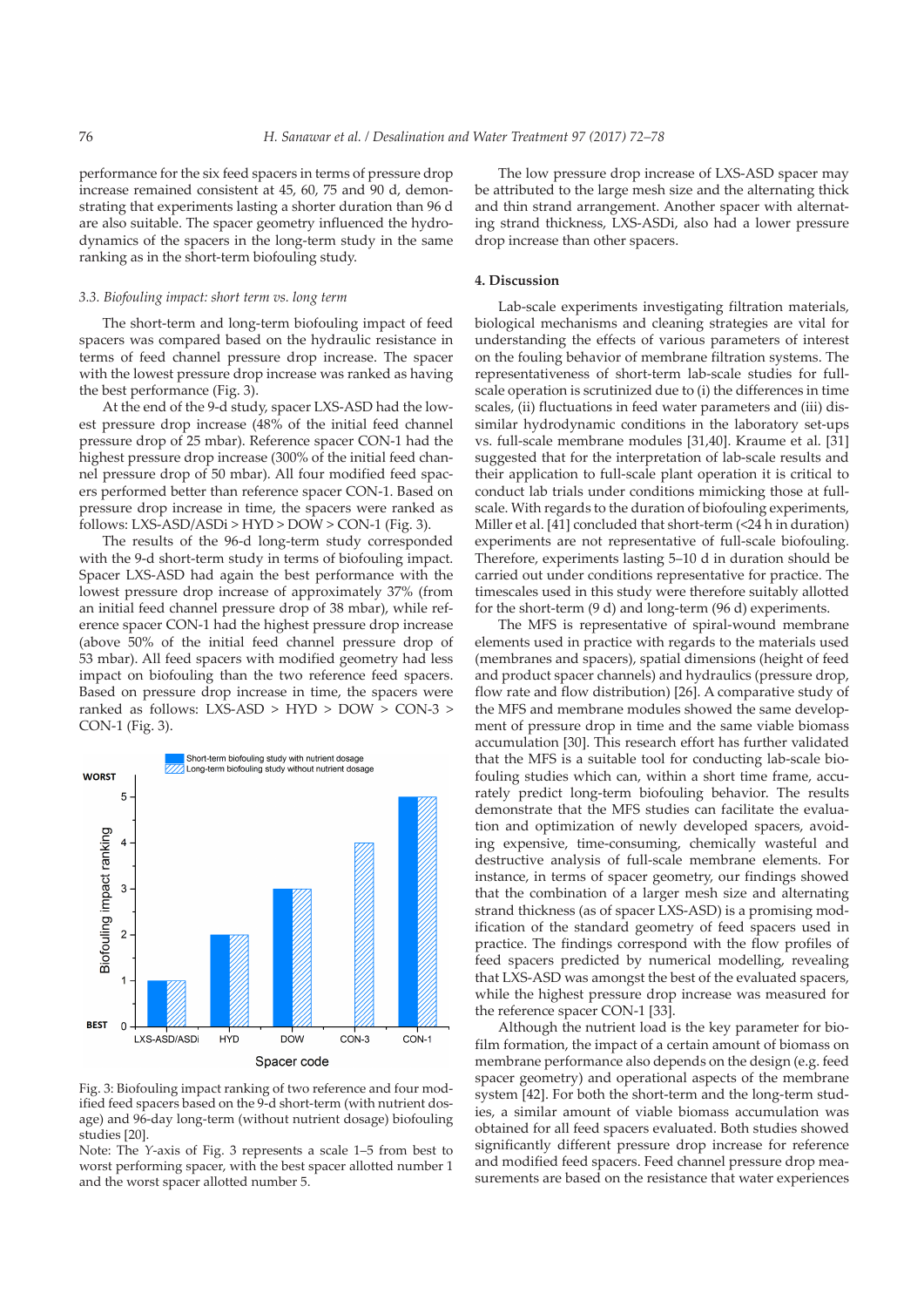performance for the six feed spacers in terms of pressure drop increase remained consistent at 45, 60, 75 and 90 d, demonstrating that experiments lasting a shorter duration than 96 d are also suitable. The spacer geometry influenced the hydrodynamics of the spacers in the long-term study in the same ranking as in the short-term biofouling study.

### 3.3. Biofouling impact: short term vs. long term

The short-term and long-term biofouling impact of feed spacers was compared based on the hydraulic resistance in terms of feed channel pressure drop increase. The spacer with the lowest pressure drop increase was ranked as having the best performance (Fig. 3).

At the end of the 9-d study, spacer LXS-ASD had the lowest pressure drop increase (48% of the initial feed channel pressure drop of 25 mbar). Reference spacer CON-1 had the highest pressure drop increase (300% of the initial feed channel pressure drop of 50 mbar). All four modified feed spacers performed better than reference spacer CON-1. Based on pressure drop increase in time, the spacers were ranked as follows: LXS-ASD/ASDi > HYD > DOW > CON-1 (Fig. 3).

The results of the 96-d long-term study corresponded with the 9-d short-term study in terms of biofouling impact. Spacer LXS-ASD had again the best performance with the lowest pressure drop increase of approximately 37% (from an initial feed channel pressure drop of 38 mbar), while reference spacer CON-1 had the highest pressure drop increase (above 50% of the initial feed channel pressure drop of 53 mbar). All feed spacers with modified geometry had less impact on biofouling than the two reference feed spacers. Based on pressure drop increase in time, the spacers were ranked as follows: LXS-ASD > HYD > DOW > CON-3 > CON-1 (Fig. 3).

Fig. 3: Biofouling impact ranking of two reference and four modified feed spacers based on the 9-d short-term (with nutrient dosage) and 96-day long-term (without nutrient dosage) biofouling studies [20].

Note: The *Y*-axis of Fig. 3 represents a scale 1–5 from best to worst performing spacer, with the best spacer allotted number 1 and the worst spacer allotted number 5.

The low pressure drop increase of LXS-ASD spacer may be attributed to the large mesh size and the alternating thick and thin strand arrangement. Another spacer with alternating strand thickness, LXS-ASDi, also had a lower pressure drop increase than other spacers.

## 4. Discussion

Lab-scale experiments investigating filtration materials, biological mechanisms and cleaning strategies are vital for understanding the effects of various parameters of interest on the fouling behavior of membrane filtration systems. The representativeness of short-term lab-scale studies for full-scale operation is scrutinized due to (i) the differences in time scales, (ii) fluctuations in feed water parameters and (iii) dissimilar hydrodynamic conditions in the laboratory set-ups vs. full-scale membrane modules [31,40]. Kraume et al. [31] suggested that for the interpretation of lab-scale results and their application to full-scale plant operation it is critical to conduct lab trials under conditions mimicking those at full-scale. With regards to the duration of biofouling experiments, Miller et al. [41] concluded that short-term (<24 h in duration) experiments are not representative of full-scale biofouling. Therefore, experiments lasting 5–10 d in duration should be carried out under conditions representative for practice. The timescales used in this study were therefore suitably allotted for the short-term (9 d) and long-term (96 d) experiments.

The MFS is representative of spiral-wound membrane elements used in practice with regards to the materials used (membranes and spacers), spatial dimensions (height of feed and product spacer channels) and hydraulics (pressure drop, flow rate and flow distribution) [26]. A comparative study of the MFS and membrane modules showed the same development of pressure drop in time and the same viable biomass accumulation [30]. This research effort has further validated that the MFS is a suitable tool for conducting lab-scale biofouling studies which can, within a short time frame, accurately predict long-term biofouling behavior. The results demonstrate that the MFS studies can facilitate the evaluation and optimization of newly developed spacers, avoiding expensive, time-consuming, chemically wasteful and destructive analysis of full-scale membrane elements. For instance, in terms of spacer geometry, our findings showed that the combination of a larger mesh size and alternating strand thickness (as of spacer LXS-ASD) is a promising modification of the standard geometry of feed spacers used in practice. The findings correspond with the flow profiles of feed spacers predicted by numerical modelling, revealing that LXS-ASD was amongst the best of the evaluated spacers, while the highest pressure drop increase was measured for the reference spacer CON-1 [33].

Although the nutrient load is the key parameter for biofilm formation, the impact of a certain amount of biomass on membrane performance also depends on the design (e.g. feed spacer geometry) and operational aspects of the membrane system [42]. For both the short-term and the long-term studies, a similar amount of viable biomass accumulation was obtained for all feed spacers evaluated. Both studies showed significantly different pressure drop increase for reference and modified feed spacers. Feed channel pressure drop measurements are based on the resistance that water experiences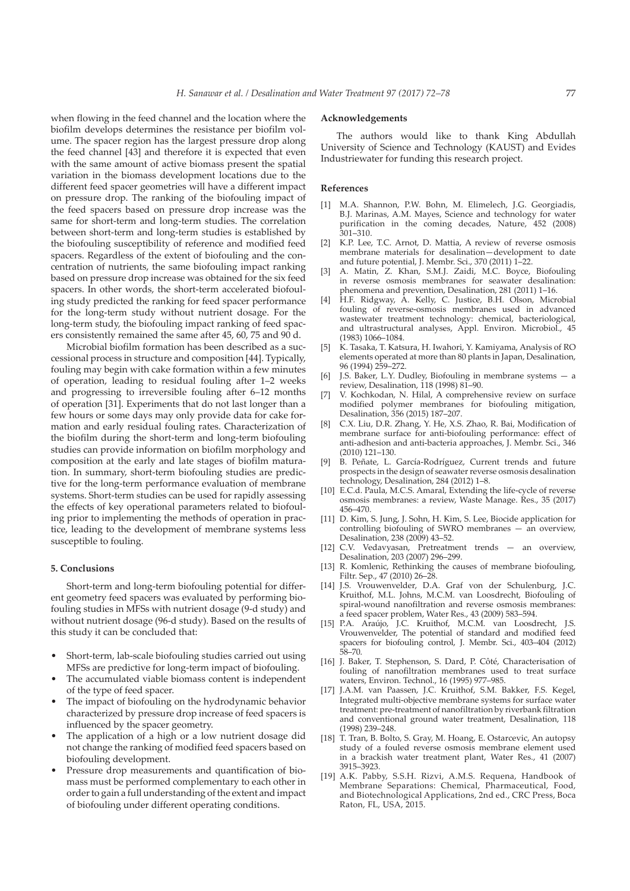when flowing in the feed channel and the location where the biofilm develops determines the resistance per biofilm volume. The spacer region has the largest pressure drop along the feed channel [43] and therefore it is expected that even with the same amount of active biomass present the spatial variation in the biomass development locations due to the different feed spacer geometries will have a different impact on pressure drop. The ranking of the biofouling impact of the feed spacers based on pressure drop increase was the same for short-term and long-term studies. The correlation between short-term and long-term studies is established by the biofouling susceptibility of reference and modified feed spacers. Regardless of the extent of biofouling and the concentration of nutrients, the same biofouling impact ranking based on pressure drop increase was obtained for the six feed spacers. In other words, the short-term accelerated biofouling study predicted the ranking for feed spacer performance for the long-term study without nutrient dosage. For the long-term study, the biofouling impact ranking of feed spacers consistently remained the same after 45, 60, 75 and 90 d.

Microbial biofilm formation has been described as a successional process in structure and composition [44]. Typically, fouling may begin with cake formation within a few minutes of operation, leading to residual fouling after 1–2 weeks and progressing to irreversible fouling after 6–12 months of operation [31]. Experiments that do not last longer than a few hours or some days may only provide data for cake formation and early residual fouling rates. Characterization of the biofilm during the short-term and long-term biofouling studies can provide information on biofilm morphology and composition at the early and late stages of biofilm maturation. In summary, short-term biofouling studies are predictive for the long-term performance evaluation of membrane systems. Short-term studies can be used for rapidly assessing the effects of key operational parameters related to biofouling prior to implementing the methods of operation in practice, leading to the development of membrane systems less susceptible to fouling.

## 5. Conclusions

Short-term and long-term biofouling potential for different geometry feed spacers was evaluated by performing biofouling studies in MFSs with nutrient dosage (9-d study) and without nutrient dosage (96-d study). Based on the results of this study it can be concluded that:

- Short-term, lab-scale biofouling studies carried out using MFSs are predictive for long-term impact of biofouling.
- The accumulated viable biomass content is independent of the type of feed spacer.
- The impact of biofouling on the hydrodynamic behavior characterized by pressure drop increase of feed spacers is influenced by the spacer geometry.
- The application of a high or a low nutrient dosage did not change the ranking of modified feed spacers based on biofouling development.
- Pressure drop measurements and quantification of biomass must be performed complementary to each other in order to gain a full understanding of the extent and impact of biofouling under different operating conditions.

## Acknowledgements

The authors would like to thank King Abdullah University of Science and Technology (KAUST) and Evides Industriewater for funding this research project.

## References

[1] M.A. Shannon, P.W. Bohn, M. Elimelech, J.G. Georgiadis, B.J. Marinas, A.M. Mayes, Science and technology for water purification in the coming decades, Nature, 452 (2008) 301–310.

[2] K.P. Lee, T.C. Arnot, D. Mattia, A review of reverse osmosis membrane materials for desalination—development to date and future potential, J. Membr. Sci., 370 (2011) 1–22.

[3] A. Matin, Z. Khan, S.M.J. Zaidi, M.C. Boyce, Biofouling in reverse osmosis membranes for seawater desalination: phenomena and prevention, Desalination, 281 (2011) 1–16.

[4] H.F. Ridgway, A. Kelly, C. Justice, B.H. Olson, Microbial fouling of reverse-osmosis membranes used in advanced wastewater treatment technology: chemical, bacteriological, and ultrastructural analyses, Appl. Environ. Microbiol., 45 (1983) 1066–1084.

[5] K. Tasaka, T. Katsura, H. Iwahori, Y. Kamiyama, Analysis of RO elements operated at more than 80 plants in Japan, Desalination, 96 (1994) 259–272.

[6] J.S. Baker, L.Y. Dudley, Biofouling in membrane systems — a review, Desalination, 118 (1998) 81–90.

[7] V. Kochkodan, N. Hilal, A comprehensive review on surface modified polymer membranes for biofouling mitigation, Desalination, 356 (2015) 187–207.

[8] C.X. Liu, D.R. Zhang, Y. He, X.S. Zhao, R. Bai, Modification of membrane surface for anti-biofouling performance: effect of anti-adhesion and anti-bacteria approaches, J. Membr. Sci., 346 (2010) 121–130.

[9] B. Peñate, L. García-Rodríguez, Current trends and future prospects in the design of seawater reverse osmosis desalination technology, Desalination, 284 (2012) 1–8.

[10] E.C.d. Paula, M.C.S. Amaral, Extending the life-cycle of reverse osmosis membranes: a review, Waste Manage. Res., 35 (2017) 456–470.

[11] D. Kim, S. Jung, J. Sohn, H. Kim, S. Lee, Biocide application for controlling biofouling of SWRO membranes — an overview, Desalination, 238 (2009) 43–52.

[12] C.V. Vedavyasan, Pretreatment trends — an overview, Desalination, 203 (2007) 296–299.

[13] R. Komlenic, Rethinking the causes of membrane biofouling, Filtr. Sep., 47 (2010) 26–28.

[14] J.S. Vrouwenvelder, D.A. Graf von der Schulenburg, J.C. Kruithof, M.L. Johns, M.C.M. van Loosdrecht, Biofouling of spiral-wound nanofiltration and reverse osmosis membranes: a feed spacer problem, Water Res., 43 (2009) 583–594.

[15] P.A. Araújo, J.C. Kruithof, M.C.M. van Loosdrecht, J.S. Vrouwenvelder, The potential of standard and modified feed spacers for biofouling control, J. Membr. Sci., 403–404 (2012) 58–70.

[16] J. Baker, T. Stephenson, S. Dard, P. Côté, Characterisation of fouling of nanofiltration membranes used to treat surface waters, Environ. Technol., 16 (1995) 977–985.

[17] J.A.M. van Paassen, J.C. Kruithof, S.M. Bakker, F.S. Kegel, Integrated multi-objective membrane systems for surface water treatment: pre-treatment of nanofiltration by riverbank filtration and conventional ground water treatment, Desalination, 118 (1998) 239–248.

[18] T. Tran, B. Bolto, S. Gray, M. Hoang, E. Ostarcevic, An autopsy study of a fouled reverse osmosis membrane element used in a brackish water treatment plant, Water Res., 41 (2007) 3915–3923.

[19] A.K. Pabby, S.S.H. Rizvi, A.M.S. Requena, Handbook of Membrane Separations: Chemical, Pharmaceutical, Food, and Biotechnological Applications, 2nd ed., CRC Press, Boca Raton, FL, USA, 2015.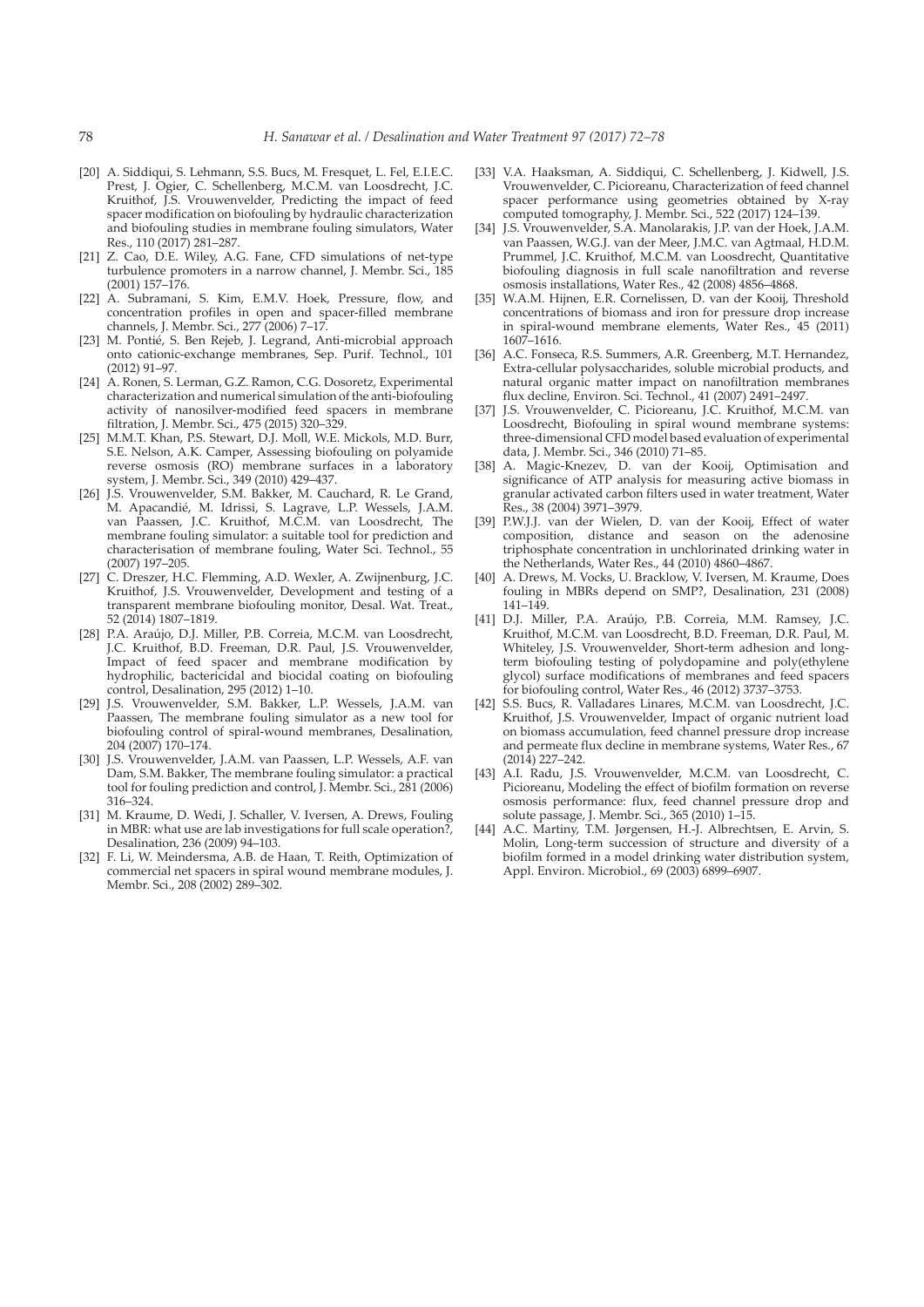[20] A. Siddiqui, S. Lehmann, S.S. Bucs, M. Fresquet, L. Fel, E.I.E.C. Prest, J. Ogier, C. Schellenberg, M.C.M. van Loosdrecht, J.C. Kruithof, J.S. Vrouwenvelder, Predicting the impact of feed spacer modification on biofouling by hydraulic characterization and biofouling studies in membrane fouling simulators, Water Res., 110 (2017) 281–287.

[21] Z. Cao, D.E. Wiley, A.G. Fane, CFD simulations of net-type turbulence promoters in a narrow channel, J. Membr. Sci., 185 (2001) 157–176.

[22] A. Subramani, S. Kim, E.M.V. Hoek, Pressure, flow, and concentration profiles in open and spacer-filled membrane channels, J. Membr. Sci., 277 (2006) 7–17.

[23] M. Pontié, S. Ben Rejeb, J. Legrand, Anti-microbial approach onto cationic-exchange membranes, Sep. Purif. Technol., 101 (2012) 91–97.

[24] A. Ronen, S. Lerman, G.Z. Ramon, C.G. Dosoretz, Experimental characterization and numerical simulation of the anti-biofouling activity of nanosilver-modified feed spacers in membrane filtration, J. Membr. Sci., 475 (2015) 320–329.

[25] M.M.T. Khan, P.S. Stewart, D.J. Moll, W.E. Mickols, M.D. Burr, S.E. Nelson, A.K. Camper, Assessing biofouling on polyamide reverse osmosis (RO) membrane surfaces in a laboratory system, J. Membr. Sci., 349 (2010) 429–437.

[26] J.S. Vrouwenvelder, S.M. Bakker, M. Cauchard, R. Le Grand, M. Apacandié, M. Idrissi, S. Lagrave, L.P. Wessels, J.A.M. van Paassen, J.C. Kruithof, M.C.M. van Loosdrecht, The membrane fouling simulator: a suitable tool for prediction and characterisation of membrane fouling, Water Sci. Technol., 55 (2007) 197–205.

[27] C. Dreszer, H.C. Flemming, A.D. Wexler, A. Zwijnenburg, J.C. Kruithof, J.S. Vrouwenvelder, Development and testing of a transparent membrane biofouling monitor, Desal. Wat. Treat., 52 (2014) 1807–1819.

[28] P.A. Araújo, D.J. Miller, P.B. Correia, M.C.M. van Loosdrecht, J.C. Kruithof, B.D. Freeman, D.R. Paul, J.S. Vrouwenvelder, Impact of feed spacer and membrane modification by hydrophilic, bactericidal and biocidal coating on biofouling control, Desalination, 295 (2012) 1–10.

[29] J.S. Vrouwenvelder, S.M. Bakker, L.P. Wessels, J.A.M. van Paassen, The membrane fouling simulator as a new tool for biofouling control of spiral-wound membranes, Desalination, 204 (2007) 170–174.

[30] J.S. Vrouwenvelder, J.A.M. van Paassen, L.P. Wessels, A.F. van Dam, S.M. Bakker, The membrane fouling simulator: a practical tool for fouling prediction and control, J. Membr. Sci., 281 (2006) 316–324.

[31] M. Kraume, D. Wedi, J. Schaller, V. Iversen, A. Drews, Fouling in MBR: what use are lab investigations for full scale operation?, Desalination, 236 (2009) 94–103.

[32] F. Li, W. Meindersma, A.B. de Haan, T. Reith, Optimization of commercial net spacers in spiral wound membrane modules, J. Membr. Sci., 208 (2002) 289–302.

[33] V.A. Haaksman, A. Siddiqui, C. Schellenberg, J. Kidwell, J.S. Vrouwenvelder, C. Picioreanu, Characterization of feed channel spacer performance using geometries obtained by X-ray computed tomography, J. Membr. Sci., 522 (2017) 124–139.

[34] J.S. Vrouwenvelder, S.A. Manolarakis, J.P. van der Hoek, J.A.M. van Paassen, W.G.J. van der Meer, J.M.C. van Agtmaal, H.D.M. Prummel, J.C. Kruithof, M.C.M. van Loosdrecht, Quantitative biofouling diagnosis in full scale nanofiltration and reverse osmosis installations, Water Res., 42 (2008) 4856–4868.

[35] W.A.M. Hijnen, E.R. Cornelissen, D. van der Kooij, Threshold concentrations of biomass and iron for pressure drop increase in spiral-wound membrane elements, Water Res., 45 (2011) 1607–1616.

[36] A.C. Fonseca, R.S. Summers, A.R. Greenberg, M.T. Hernandez, Extra-cellular polysaccharides, soluble microbial products, and natural organic matter impact on nanofiltration membranes flux decline, Environ. Sci. Technol., 41 (2007) 2491–2497.

[37] J.S. Vrouwenvelder, C. Picioreanu, J.C. Kruithof, M.C.M. van Loosdrecht, Biofouling in spiral wound membrane systems: three-dimensional CFD model based evaluation of experimental data, J. Membr. Sci., 346 (2010) 71–85.

[38] A. Magic-Knezev, D. van der Kooij, Optimisation and significance of ATP analysis for measuring active biomass in granular activated carbon filters used in water treatment, Water Res., 38 (2004) 3971–3979.

[39] P.W.J.J. van der Wielen, D. van der Kooij, Effect of water composition, distance and season on the adenosine triphosphate concentration in unchlorinated drinking water in the Netherlands, Water Res., 44 (2010) 4860–4867.

[40] A. Drews, M. Vocks, U. Bracklow, V. Iversen, M. Kraume, Does fouling in MBRs depend on SMP?, Desalination, 231 (2008) 141–149.

[41] D.J. Miller, P.A. Araújo, P.B. Correia, M.M. Ramsey, J.C. Kruithof, M.C.M. van Loosdrecht, B.D. Freeman, D.R. Paul, M. Whiteley, J.S. Vrouwenvelder, Short-term adhesion and long-term biofouling testing of polydopamine and poly(ethylene glycol) surface modifications of membranes and feed spacers for biofouling control, Water Res., 46 (2012) 3737–3753.

[42] S.S. Bucs, R. Valladares Linares, M.C.M. van Loosdrecht, J.C. Kruithof, J.S. Vrouwenvelder, Impact of organic nutrient load on biomass accumulation, feed channel pressure drop increase and permeate flux decline in membrane systems, Water Res., 67 (2014) 227–242.

[43] A.I. Radu, J.S. Vrouwenvelder, M.C.M. van Loosdrecht, C. Picioreanu, Modeling the effect of biofilm formation on reverse osmosis performance: flux, feed channel pressure drop and solute passage, J. Membr. Sci., 365 (2010) 1–15.

[44] A.C. Martiny, T.M. Jørgensen, H.-J. Albrechtsen, E. Arvin, S. Molin, Long-term succession of structure and diversity of a biofilm formed in a model drinking water distribution system, Appl. Environ. Microbiol., 69 (2003) 6899–6907.